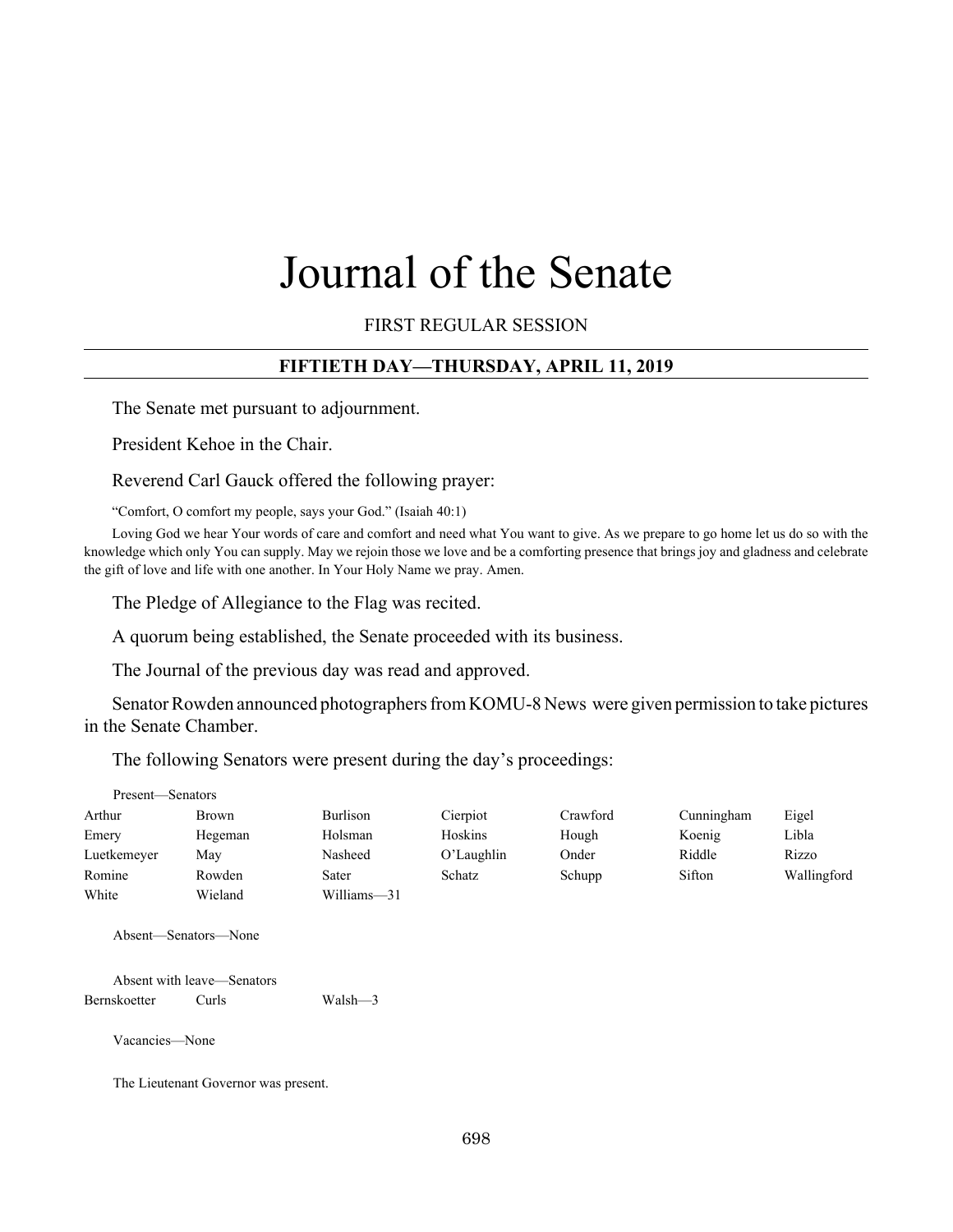# Journal of the Senate

FIRST REGULAR SESSION

## FIFTIETH DAY—THURSDAY, APRIL 11, 2019

The Senate met pursuant to adjournment.

President Kehoe in the Chair.

Reverend Carl Gauck offered the following prayer:

"Comfort, O comfort my people, says your God." (Isaiah 40:1)

Loving God we hear Your words of care and comfort and need what You want to give. As we prepare to go home let us do so with the knowledge which only You can supply. May we rejoin those we love and be a comforting presence that brings joy and gladness and celebrate the gift of love and life with one another. In Your Holy Name we pray. Amen.

The Pledge of Allegiance to the Flag was recited.

A quorum being established, the Senate proceeded with its business.

The Journal of the previous day was read and approved.

Senator Rowden announced photographers from KOMU-8 News were given permission to take pictures in the Senate Chamber.

The following Senators were present during the day's proceedings:

Present—Senators

| | | | | | | |
|---|---|---|---|---|---|---|
| Arthur | Brown | Burlison | Cierpiot | Crawford | Cunningham | Eigel |
| Emery | Hegeman | Holsman | Hoskins | Hough | Koenig | Libla |
| Luetkemeyer | May | Nasheed | O'Laughlin | Onder | Riddle | Rizzo |
| Romine | Rowden | Sater | Schatz | Schupp | Sifton | Wallingford |
| White | Wieland | Williams—31 | | | | |

Absent—Senators—None

Absent with leave—Senators

| | | |
|---|---|---|
| Bernskoetter | Curls | Walsh—3 |

Vacancies—None

The Lieutenant Governor was present.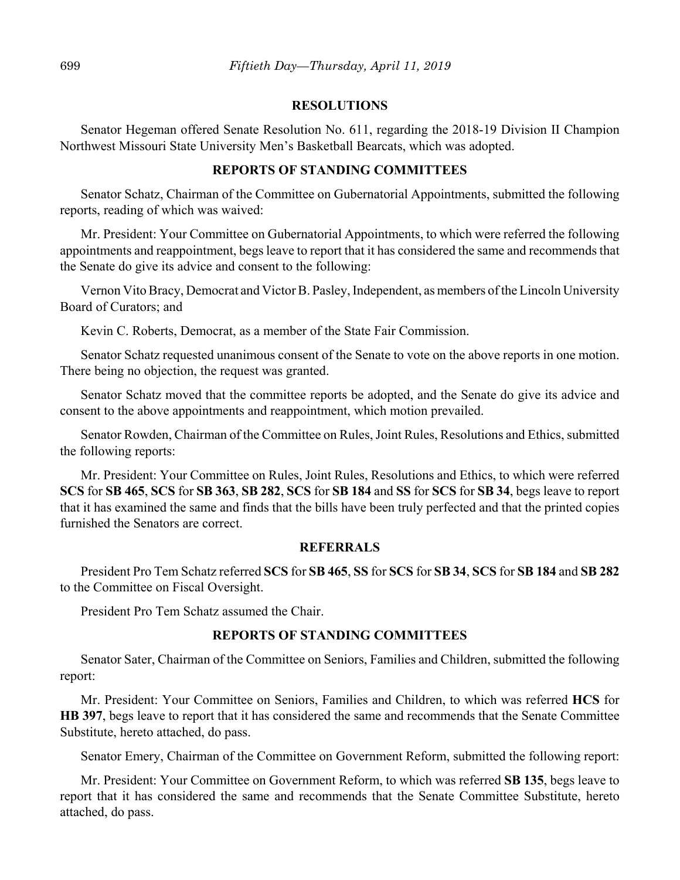## RESOLUTIONS

Senator Hegeman offered Senate Resolution No. 611, regarding the 2018-19 Division II Champion Northwest Missouri State University Men's Basketball Bearcats, which was adopted.

## REPORTS OF STANDING COMMITTEES

Senator Schatz, Chairman of the Committee on Gubernatorial Appointments, submitted the following reports, reading of which was waived:

Mr. President: Your Committee on Gubernatorial Appointments, to which were referred the following appointments and reappointment, begs leave to report that it has considered the same and recommends that the Senate do give its advice and consent to the following:

Vernon Vito Bracy, Democrat and Victor B. Pasley, Independent, as members of the Lincoln University Board of Curators; and

Kevin C. Roberts, Democrat, as a member of the State Fair Commission.

Senator Schatz requested unanimous consent of the Senate to vote on the above reports in one motion. There being no objection, the request was granted.

Senator Schatz moved that the committee reports be adopted, and the Senate do give its advice and consent to the above appointments and reappointment, which motion prevailed.

Senator Rowden, Chairman of the Committee on Rules, Joint Rules, Resolutions and Ethics, submitted the following reports:

Mr. President: Your Committee on Rules, Joint Rules, Resolutions and Ethics, to which were referred **SCS** for **SB 465**, **SCS** for **SB 363**, **SB 282**, **SCS** for **SB 184** and **SS** for **SCS** for **SB 34**, begs leave to report that it has examined the same and finds that the bills have been truly perfected and that the printed copies furnished the Senators are correct.

## REFERRALS

President Pro Tem Schatz referred **SCS** for **SB 465**, **SS** for **SCS** for **SB 34**, **SCS** for **SB 184** and **SB 282** to the Committee on Fiscal Oversight.

President Pro Tem Schatz assumed the Chair.

## REPORTS OF STANDING COMMITTEES

Senator Sater, Chairman of the Committee on Seniors, Families and Children, submitted the following report:

Mr. President: Your Committee on Seniors, Families and Children, to which was referred **HCS** for **HB 397**, begs leave to report that it has considered the same and recommends that the Senate Committee Substitute, hereto attached, do pass.

Senator Emery, Chairman of the Committee on Government Reform, submitted the following report:

Mr. President: Your Committee on Government Reform, to which was referred **SB 135**, begs leave to report that it has considered the same and recommends that the Senate Committee Substitute, hereto attached, do pass.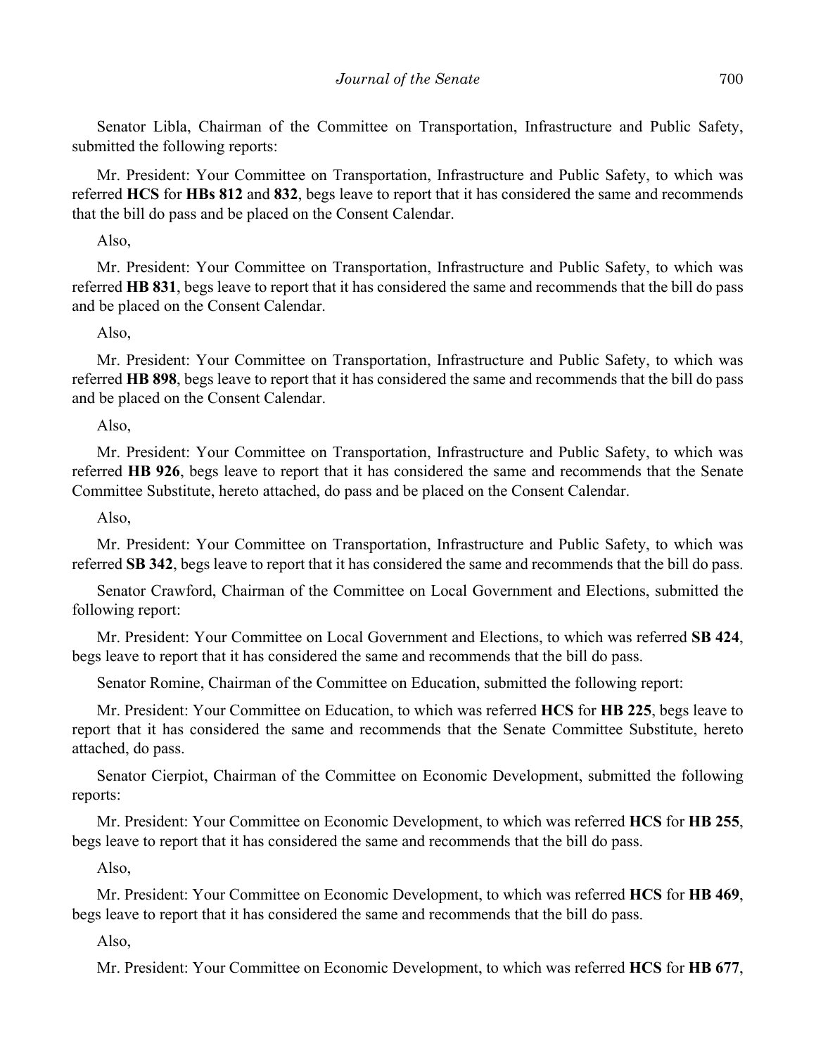Senator Libla, Chairman of the Committee on Transportation, Infrastructure and Public Safety, submitted the following reports:

Mr. President: Your Committee on Transportation, Infrastructure and Public Safety, to which was referred **HCS** for **HBs 812** and **832**, begs leave to report that it has considered the same and recommends that the bill do pass and be placed on the Consent Calendar.

Also,

Mr. President: Your Committee on Transportation, Infrastructure and Public Safety, to which was referred **HB 831**, begs leave to report that it has considered the same and recommends that the bill do pass and be placed on the Consent Calendar.

Also,

Mr. President: Your Committee on Transportation, Infrastructure and Public Safety, to which was referred **HB 898**, begs leave to report that it has considered the same and recommends that the bill do pass and be placed on the Consent Calendar.

Also,

Mr. President: Your Committee on Transportation, Infrastructure and Public Safety, to which was referred **HB 926**, begs leave to report that it has considered the same and recommends that the Senate Committee Substitute, hereto attached, do pass and be placed on the Consent Calendar.

Also,

Mr. President: Your Committee on Transportation, Infrastructure and Public Safety, to which was referred **SB 342**, begs leave to report that it has considered the same and recommends that the bill do pass.

Senator Crawford, Chairman of the Committee on Local Government and Elections, submitted the following report:

Mr. President: Your Committee on Local Government and Elections, to which was referred **SB 424**, begs leave to report that it has considered the same and recommends that the bill do pass.

Senator Romine, Chairman of the Committee on Education, submitted the following report:

Mr. President: Your Committee on Education, to which was referred **HCS** for **HB 225**, begs leave to report that it has considered the same and recommends that the Senate Committee Substitute, hereto attached, do pass.

Senator Cierpiot, Chairman of the Committee on Economic Development, submitted the following reports:

Mr. President: Your Committee on Economic Development, to which was referred **HCS** for **HB 255**, begs leave to report that it has considered the same and recommends that the bill do pass.

Also,

Mr. President: Your Committee on Economic Development, to which was referred **HCS** for **HB 469**, begs leave to report that it has considered the same and recommends that the bill do pass.

Also,

Mr. President: Your Committee on Economic Development, to which was referred **HCS** for **HB 677**,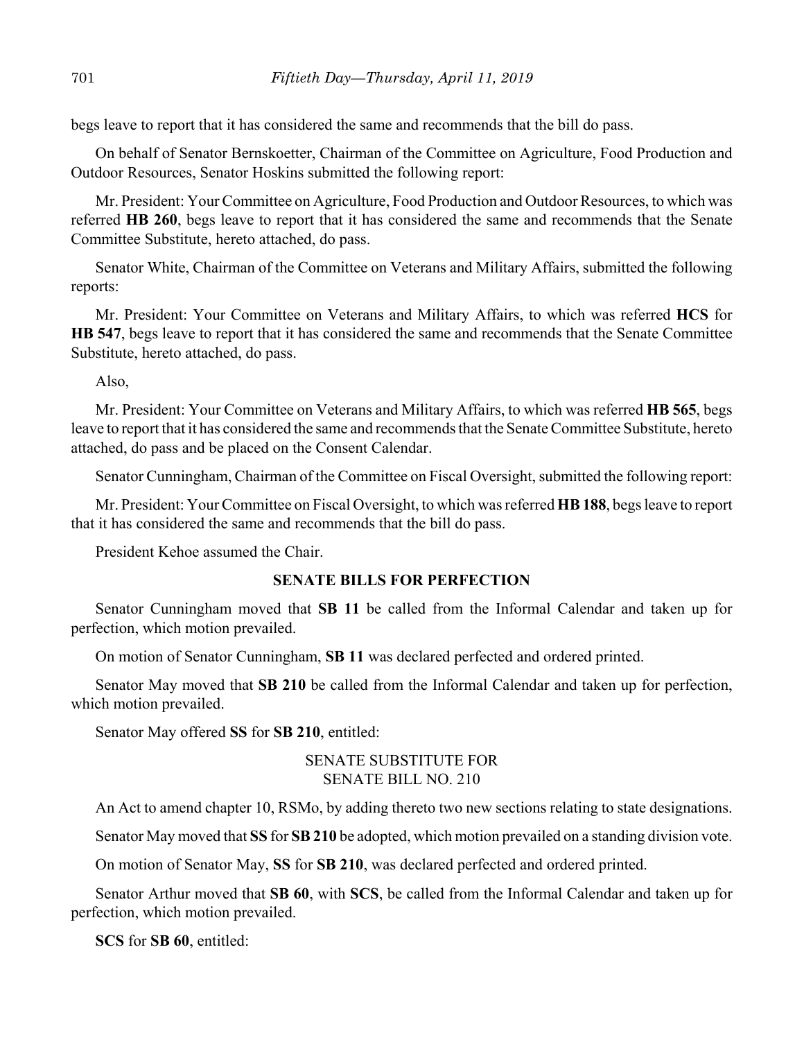begs leave to report that it has considered the same and recommends that the bill do pass.

On behalf of Senator Bernskoetter, Chairman of the Committee on Agriculture, Food Production and Outdoor Resources, Senator Hoskins submitted the following report:

Mr. President: Your Committee on Agriculture, Food Production and Outdoor Resources, to which was referred **HB 260**, begs leave to report that it has considered the same and recommends that the Senate Committee Substitute, hereto attached, do pass.

Senator White, Chairman of the Committee on Veterans and Military Affairs, submitted the following reports:

Mr. President: Your Committee on Veterans and Military Affairs, to which was referred **HCS** for **HB 547**, begs leave to report that it has considered the same and recommends that the Senate Committee Substitute, hereto attached, do pass.

Also,

Mr. President: Your Committee on Veterans and Military Affairs, to which was referred **HB 565**, begs leave to report that it has considered the same and recommends that the Senate Committee Substitute, hereto attached, do pass and be placed on the Consent Calendar.

Senator Cunningham, Chairman of the Committee on Fiscal Oversight, submitted the following report:

Mr. President: Your Committee on Fiscal Oversight, to which was referred **HB 188**, begs leave to report that it has considered the same and recommends that the bill do pass.

President Kehoe assumed the Chair.

## SENATE BILLS FOR PERFECTION

Senator Cunningham moved that **SB 11** be called from the Informal Calendar and taken up for perfection, which motion prevailed.

On motion of Senator Cunningham, **SB 11** was declared perfected and ordered printed.

Senator May moved that **SB 210** be called from the Informal Calendar and taken up for perfection, which motion prevailed.

Senator May offered **SS** for **SB 210**, entitled:

SENATE SUBSTITUTE FOR
SENATE BILL NO. 210

An Act to amend chapter 10, RSMo, by adding thereto two new sections relating to state designations.

Senator May moved that **SS** for **SB 210** be adopted, which motion prevailed on a standing division vote.

On motion of Senator May, **SS** for **SB 210**, was declared perfected and ordered printed.

Senator Arthur moved that **SB 60**, with **SCS**, be called from the Informal Calendar and taken up for perfection, which motion prevailed.

**SCS** for **SB 60**, entitled: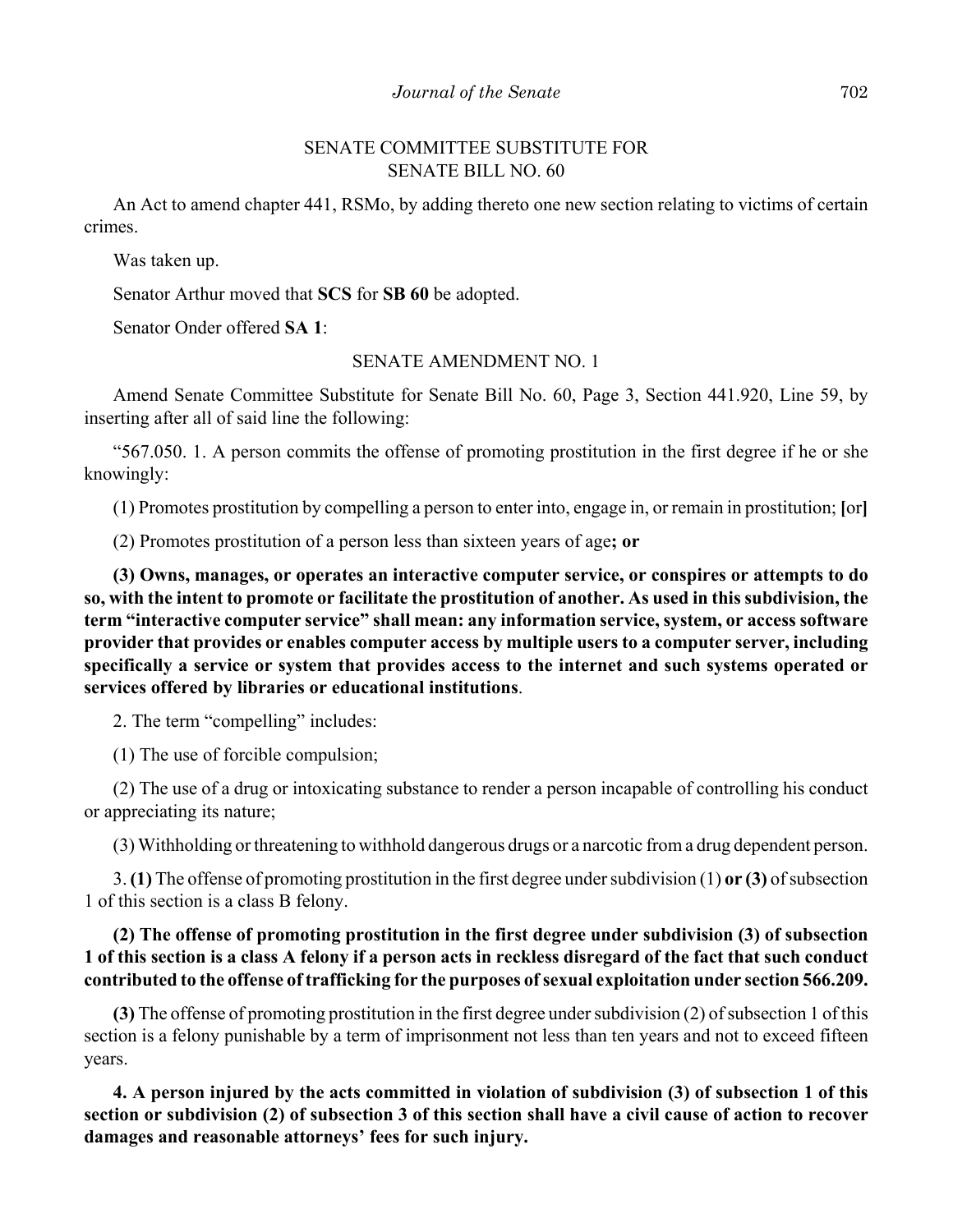SENATE COMMITTEE SUBSTITUTE FOR
SENATE BILL NO. 60

An Act to amend chapter 441, RSMo, by adding thereto one new section relating to victims of certain crimes.

Was taken up.

Senator Arthur moved that **SCS** for **SB 60** be adopted.

Senator Onder offered **SA 1**:

SENATE AMENDMENT NO. 1

Amend Senate Committee Substitute for Senate Bill No. 60, Page 3, Section 441.920, Line 59, by inserting after all of said line the following:

"567.050. 1. A person commits the offense of promoting prostitution in the first degree if he or she knowingly:

(1) Promotes prostitution by compelling a person to enter into, engage in, or remain in prostitution; **[**or**]**

(2) Promotes prostitution of a person less than sixteen years of age**; or**

**(3) Owns, manages, or operates an interactive computer service, or conspires or attempts to do so, with the intent to promote or facilitate the prostitution of another. As used in this subdivision, the term "interactive computer service" shall mean: any information service, system, or access software provider that provides or enables computer access by multiple users to a computer server, including specifically a service or system that provides access to the internet and such systems operated or services offered by libraries or educational institutions**.

2. The term "compelling" includes:

(1) The use of forcible compulsion;

(2) The use of a drug or intoxicating substance to render a person incapable of controlling his conduct or appreciating its nature;

(3) Withholding or threatening to withhold dangerous drugs or a narcotic from a drug dependent person.

3. **(1)** The offense of promoting prostitution in the first degree under subdivision (1) **or (3)** of subsection 1 of this section is a class B felony.

**(2) The offense of promoting prostitution in the first degree under subdivision (3) of subsection 1 of this section is a class A felony if a person acts in reckless disregard of the fact that such conduct contributed to the offense of trafficking for the purposes of sexual exploitation under section 566.209.**

**(3)** The offense of promoting prostitution in the first degree under subdivision (2) of subsection 1 of this section is a felony punishable by a term of imprisonment not less than ten years and not to exceed fifteen years.

**4. A person injured by the acts committed in violation of subdivision (3) of subsection 1 of this section or subdivision (2) of subsection 3 of this section shall have a civil cause of action to recover damages and reasonable attorneys' fees for such injury.**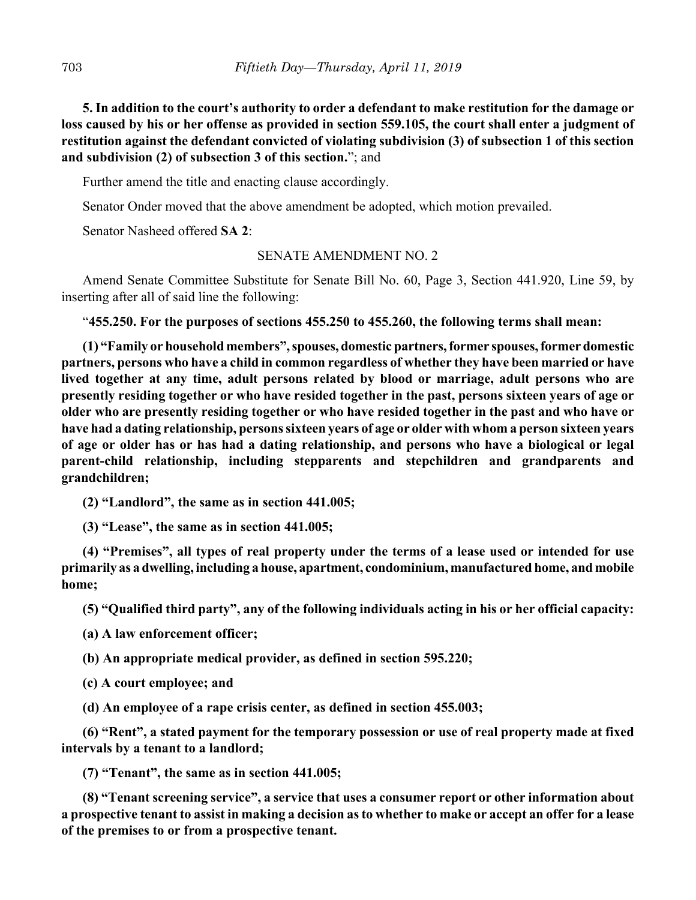**5. In addition to the court's authority to order a defendant to make restitution for the damage or loss caused by his or her offense as provided in section 559.105, the court shall enter a judgment of restitution against the defendant convicted of violating subdivision (3) of subsection 1 of this section and subdivision (2) of subsection 3 of this section.**"; and

Further amend the title and enacting clause accordingly.

Senator Onder moved that the above amendment be adopted, which motion prevailed.

Senator Nasheed offered **SA 2**:

SENATE AMENDMENT NO. 2

Amend Senate Committee Substitute for Senate Bill No. 60, Page 3, Section 441.920, Line 59, by inserting after all of said line the following:

"**455.250. For the purposes of sections 455.250 to 455.260, the following terms shall mean:**

**(1) "Family or household members", spouses, domestic partners, former spouses, former domestic partners, persons who have a child in common regardless of whether they have been married or have lived together at any time, adult persons related by blood or marriage, adult persons who are presently residing together or who have resided together in the past, persons sixteen years of age or older who are presently residing together or who have resided together in the past and who have or have had a dating relationship, persons sixteen years of age or older with whom a person sixteen years of age or older has or has had a dating relationship, and persons who have a biological or legal parent-child relationship, including stepparents and stepchildren and grandparents and grandchildren;**

**(2) "Landlord", the same as in section 441.005;**

**(3) "Lease", the same as in section 441.005;**

**(4) "Premises", all types of real property under the terms of a lease used or intended for use primarily as a dwelling, including a house, apartment, condominium, manufactured home, and mobile home;**

**(5) "Qualified third party", any of the following individuals acting in his or her official capacity:**

**(a) A law enforcement officer;**

**(b) An appropriate medical provider, as defined in section 595.220;**

**(c) A court employee; and**

**(d) An employee of a rape crisis center, as defined in section 455.003;**

**(6) "Rent", a stated payment for the temporary possession or use of real property made at fixed intervals by a tenant to a landlord;**

**(7) "Tenant", the same as in section 441.005;**

**(8) "Tenant screening service", a service that uses a consumer report or other information about a prospective tenant to assist in making a decision as to whether to make or accept an offer for a lease of the premises to or from a prospective tenant.**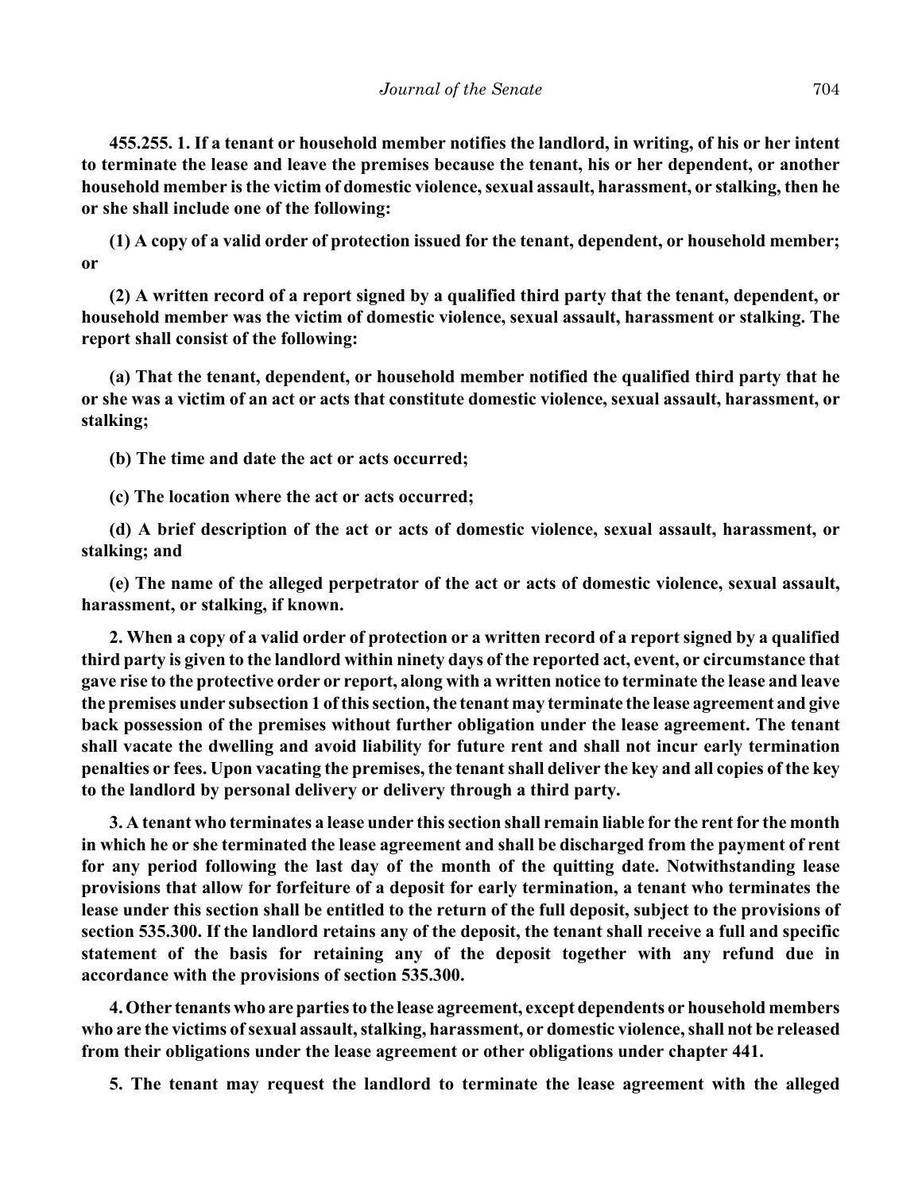**455.255. 1. If a tenant or household member notifies the landlord, in writing, of his or her intent to terminate the lease and leave the premises because the tenant, his or her dependent, or another household member is the victim of domestic violence, sexual assault, harassment, or stalking, then he or she shall include one of the following:**

**(1) A copy of a valid order of protection issued for the tenant, dependent, or household member; or**

**(2) A written record of a report signed by a qualified third party that the tenant, dependent, or household member was the victim of domestic violence, sexual assault, harassment or stalking. The report shall consist of the following:**

**(a) That the tenant, dependent, or household member notified the qualified third party that he or she was a victim of an act or acts that constitute domestic violence, sexual assault, harassment, or stalking;**

**(b) The time and date the act or acts occurred;**

**(c) The location where the act or acts occurred;**

**(d) A brief description of the act or acts of domestic violence, sexual assault, harassment, or stalking; and**

**(e) The name of the alleged perpetrator of the act or acts of domestic violence, sexual assault, harassment, or stalking, if known.**

**2. When a copy of a valid order of protection or a written record of a report signed by a qualified third party is given to the landlord within ninety days of the reported act, event, or circumstance that gave rise to the protective order or report, along with a written notice to terminate the lease and leave the premises under subsection 1 of this section, the tenant may terminate the lease agreement and give back possession of the premises without further obligation under the lease agreement. The tenant shall vacate the dwelling and avoid liability for future rent and shall not incur early termination penalties or fees. Upon vacating the premises, the tenant shall deliver the key and all copies of the key to the landlord by personal delivery or delivery through a third party.**

**3. A tenant who terminates a lease under this section shall remain liable for the rent for the month in which he or she terminated the lease agreement and shall be discharged from the payment of rent for any period following the last day of the month of the quitting date. Notwithstanding lease provisions that allow for forfeiture of a deposit for early termination, a tenant who terminates the lease under this section shall be entitled to the return of the full deposit, subject to the provisions of section 535.300. If the landlord retains any of the deposit, the tenant shall receive a full and specific statement of the basis for retaining any of the deposit together with any refund due in accordance with the provisions of section 535.300.**

**4. Other tenants who are parties to the lease agreement, except dependents or household members who are the victims of sexual assault, stalking, harassment, or domestic violence, shall not be released from their obligations under the lease agreement or other obligations under chapter 441.**

**5. The tenant may request the landlord to terminate the lease agreement with the alleged**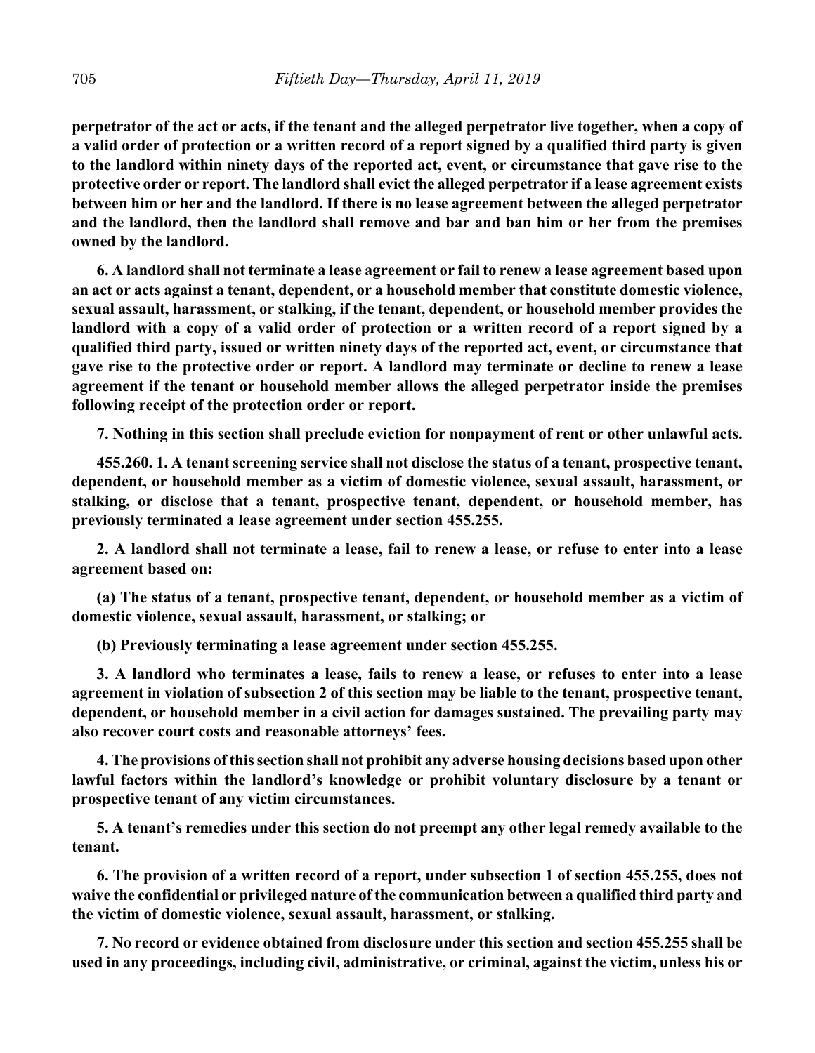**perpetrator of the act or acts, if the tenant and the alleged perpetrator live together, when a copy of a valid order of protection or a written record of a report signed by a qualified third party is given to the landlord within ninety days of the reported act, event, or circumstance that gave rise to the protective order or report. The landlord shall evict the alleged perpetrator if a lease agreement exists between him or her and the landlord. If there is no lease agreement between the alleged perpetrator and the landlord, then the landlord shall remove and bar and ban him or her from the premises owned by the landlord.**

**6. A landlord shall not terminate a lease agreement or fail to renew a lease agreement based upon an act or acts against a tenant, dependent, or a household member that constitute domestic violence, sexual assault, harassment, or stalking, if the tenant, dependent, or household member provides the landlord with a copy of a valid order of protection or a written record of a report signed by a qualified third party, issued or written ninety days of the reported act, event, or circumstance that gave rise to the protective order or report. A landlord may terminate or decline to renew a lease agreement if the tenant or household member allows the alleged perpetrator inside the premises following receipt of the protection order or report.**

**7. Nothing in this section shall preclude eviction for nonpayment of rent or other unlawful acts.**

**455.260. 1. A tenant screening service shall not disclose the status of a tenant, prospective tenant, dependent, or household member as a victim of domestic violence, sexual assault, harassment, or stalking, or disclose that a tenant, prospective tenant, dependent, or household member, has previously terminated a lease agreement under section 455.255.**

**2. A landlord shall not terminate a lease, fail to renew a lease, or refuse to enter into a lease agreement based on:**

**(a) The status of a tenant, prospective tenant, dependent, or household member as a victim of domestic violence, sexual assault, harassment, or stalking; or**

**(b) Previously terminating a lease agreement under section 455.255.**

**3. A landlord who terminates a lease, fails to renew a lease, or refuses to enter into a lease agreement in violation of subsection 2 of this section may be liable to the tenant, prospective tenant, dependent, or household member in a civil action for damages sustained. The prevailing party may also recover court costs and reasonable attorneys' fees.**

**4. The provisions of this section shall not prohibit any adverse housing decisions based upon other lawful factors within the landlord's knowledge or prohibit voluntary disclosure by a tenant or prospective tenant of any victim circumstances.**

**5. A tenant's remedies under this section do not preempt any other legal remedy available to the tenant.**

**6. The provision of a written record of a report, under subsection 1 of section 455.255, does not waive the confidential or privileged nature of the communication between a qualified third party and the victim of domestic violence, sexual assault, harassment, or stalking.**

**7. No record or evidence obtained from disclosure under this section and section 455.255 shall be used in any proceedings, including civil, administrative, or criminal, against the victim, unless his or**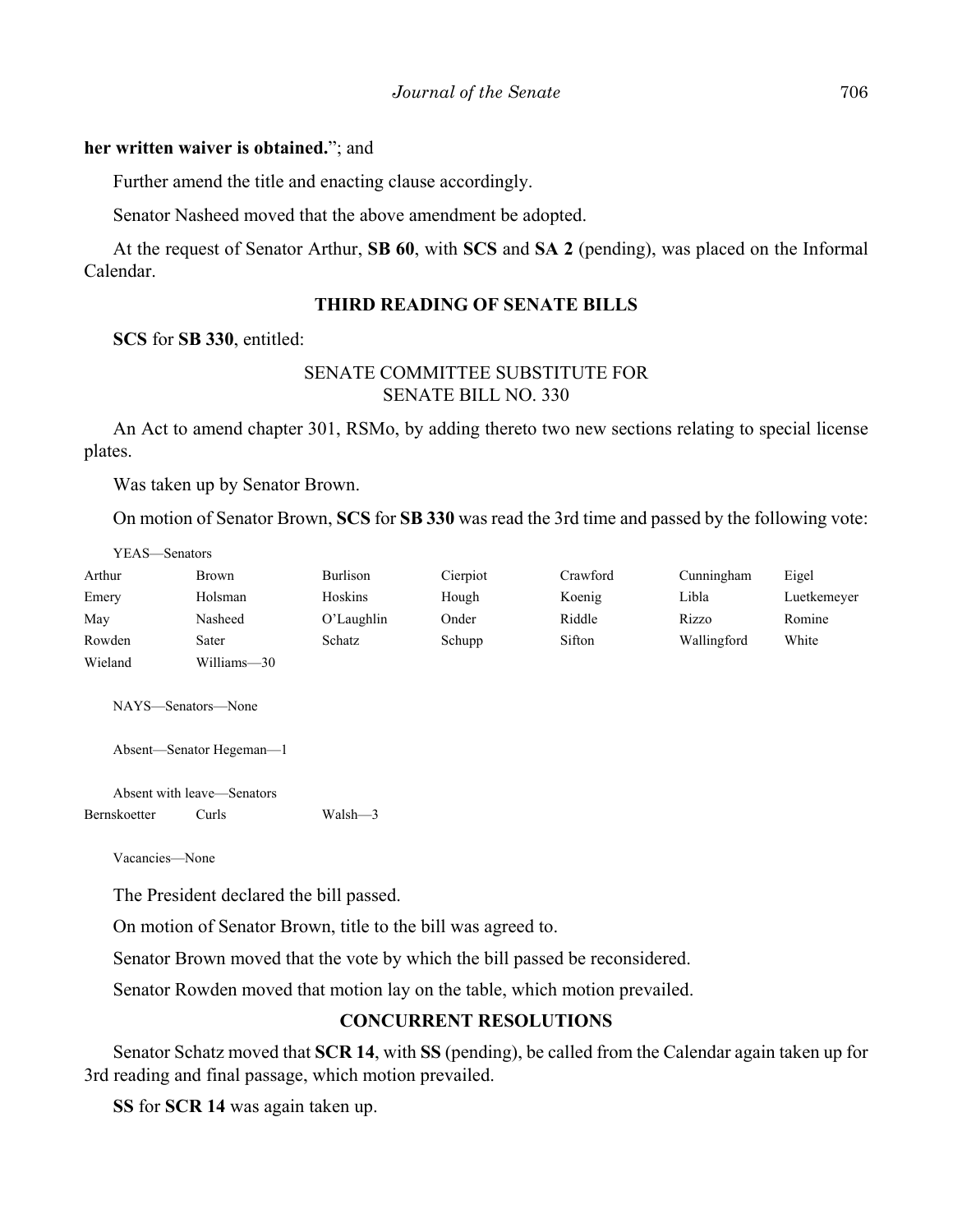**her written waiver is obtained.**"; and

Further amend the title and enacting clause accordingly.

Senator Nasheed moved that the above amendment be adopted.

At the request of Senator Arthur, **SB 60**, with **SCS** and **SA 2** (pending), was placed on the Informal Calendar.

## THIRD READING OF SENATE BILLS

**SCS** for **SB 330**, entitled:

SENATE COMMITTEE SUBSTITUTE FOR
SENATE BILL NO. 330

An Act to amend chapter 301, RSMo, by adding thereto two new sections relating to special license plates.

Was taken up by Senator Brown.

On motion of Senator Brown, **SCS** for **SB 330** was read the 3rd time and passed by the following vote:

YEAS—Senators

| | | | | | | |
|---|---|---|---|---|---|---|
| Arthur | Brown | Burlison | Cierpiot | Crawford | Cunningham | Eigel |
| Emery | Holsman | Hoskins | Hough | Koenig | Libla | Luetkemeyer |
| May | Nasheed | O'Laughlin | Onder | Riddle | Rizzo | Romine |
| Rowden | Sater | Schatz | Schupp | Sifton | Wallingford | White |
| Wieland | Williams—30 | | | | | |

NAYS—Senators—None

Absent—Senator Hegeman—1

Absent with leave—Senators

| | | |
|---|---|---|
| Bernskoetter | Curls | Walsh—3 |

Vacancies—None

The President declared the bill passed.

On motion of Senator Brown, title to the bill was agreed to.

Senator Brown moved that the vote by which the bill passed be reconsidered.

Senator Rowden moved that motion lay on the table, which motion prevailed.

## CONCURRENT RESOLUTIONS

Senator Schatz moved that **SCR 14**, with **SS** (pending), be called from the Calendar again taken up for 3rd reading and final passage, which motion prevailed.

**SS** for **SCR 14** was again taken up.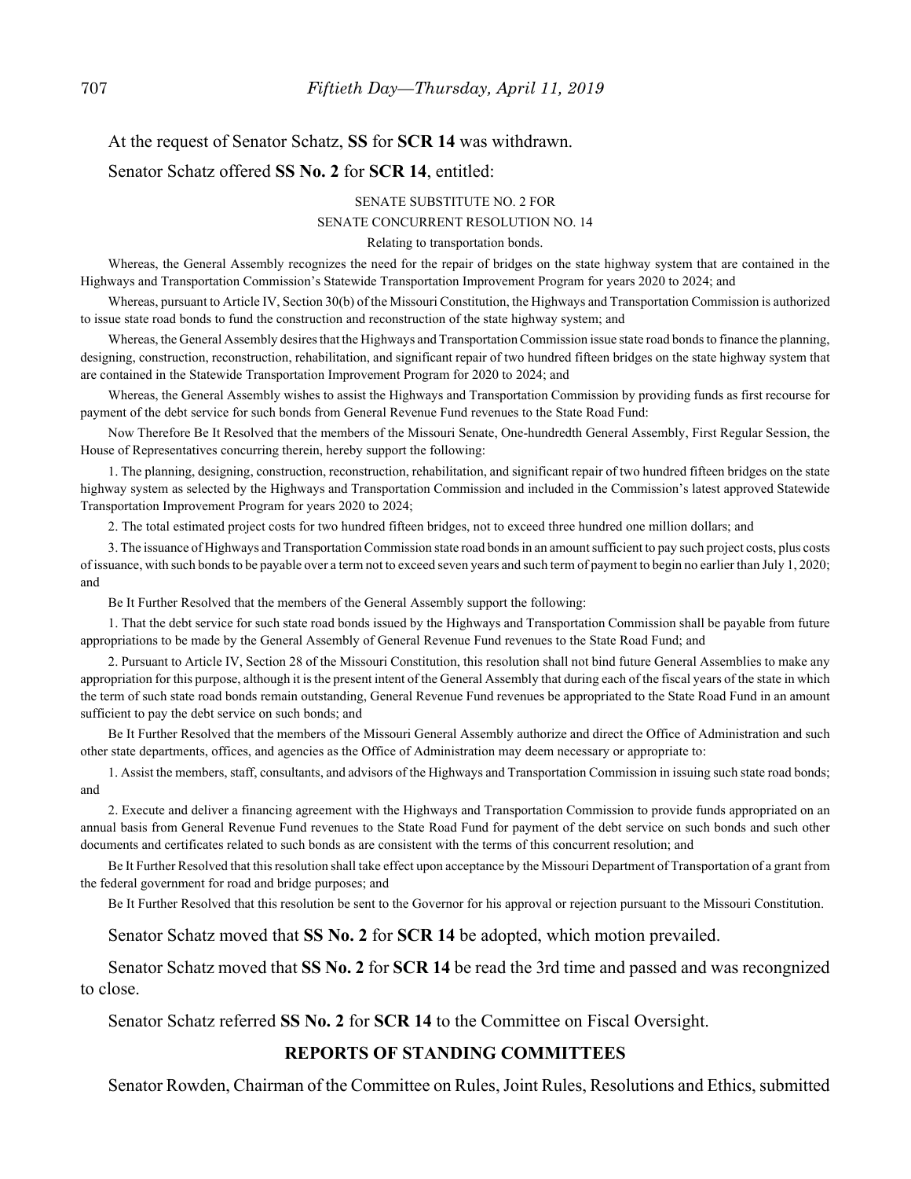At the request of Senator Schatz, **SS** for **SCR 14** was withdrawn.

Senator Schatz offered **SS No. 2** for **SCR 14**, entitled:

SENATE SUBSTITUTE NO. 2 FOR

SENATE CONCURRENT RESOLUTION NO. 14

Relating to transportation bonds.

Whereas, the General Assembly recognizes the need for the repair of bridges on the state highway system that are contained in the Highways and Transportation Commission's Statewide Transportation Improvement Program for years 2020 to 2024; and

Whereas, pursuant to Article IV, Section 30(b) of the Missouri Constitution, the Highways and Transportation Commission is authorized to issue state road bonds to fund the construction and reconstruction of the state highway system; and

Whereas, the General Assembly desires that the Highways and Transportation Commission issue state road bonds to finance the planning, designing, construction, reconstruction, rehabilitation, and significant repair of two hundred fifteen bridges on the state highway system that are contained in the Statewide Transportation Improvement Program for 2020 to 2024; and

Whereas, the General Assembly wishes to assist the Highways and Transportation Commission by providing funds as first recourse for payment of the debt service for such bonds from General Revenue Fund revenues to the State Road Fund:

Now Therefore Be It Resolved that the members of the Missouri Senate, One-hundredth General Assembly, First Regular Session, the House of Representatives concurring therein, hereby support the following:

1. The planning, designing, construction, reconstruction, rehabilitation, and significant repair of two hundred fifteen bridges on the state highway system as selected by the Highways and Transportation Commission and included in the Commission's latest approved Statewide Transportation Improvement Program for years 2020 to 2024;

2. The total estimated project costs for two hundred fifteen bridges, not to exceed three hundred one million dollars; and

3. The issuance of Highways and Transportation Commission state road bonds in an amount sufficient to pay such project costs, plus costs of issuance, with such bonds to be payable over a term not to exceed seven years and such term of payment to begin no earlier than July 1, 2020; and

Be It Further Resolved that the members of the General Assembly support the following:

1. That the debt service for such state road bonds issued by the Highways and Transportation Commission shall be payable from future appropriations to be made by the General Assembly of General Revenue Fund revenues to the State Road Fund; and

2. Pursuant to Article IV, Section 28 of the Missouri Constitution, this resolution shall not bind future General Assemblies to make any appropriation for this purpose, although it is the present intent of the General Assembly that during each of the fiscal years of the state in which the term of such state road bonds remain outstanding, General Revenue Fund revenues be appropriated to the State Road Fund in an amount sufficient to pay the debt service on such bonds; and

Be It Further Resolved that the members of the Missouri General Assembly authorize and direct the Office of Administration and such other state departments, offices, and agencies as the Office of Administration may deem necessary or appropriate to:

1. Assist the members, staff, consultants, and advisors of the Highways and Transportation Commission in issuing such state road bonds; and

2. Execute and deliver a financing agreement with the Highways and Transportation Commission to provide funds appropriated on an annual basis from General Revenue Fund revenues to the State Road Fund for payment of the debt service on such bonds and such other documents and certificates related to such bonds as are consistent with the terms of this concurrent resolution; and

Be It Further Resolved that this resolution shall take effect upon acceptance by the Missouri Department of Transportation of a grant from the federal government for road and bridge purposes; and

Be It Further Resolved that this resolution be sent to the Governor for his approval or rejection pursuant to the Missouri Constitution.

Senator Schatz moved that **SS No. 2** for **SCR 14** be adopted, which motion prevailed.

Senator Schatz moved that **SS No. 2** for **SCR 14** be read the 3rd time and passed and was recongnized to close.

Senator Schatz referred **SS No. 2** for **SCR 14** to the Committee on Fiscal Oversight.

## REPORTS OF STANDING COMMITTEES

Senator Rowden, Chairman of the Committee on Rules, Joint Rules, Resolutions and Ethics, submitted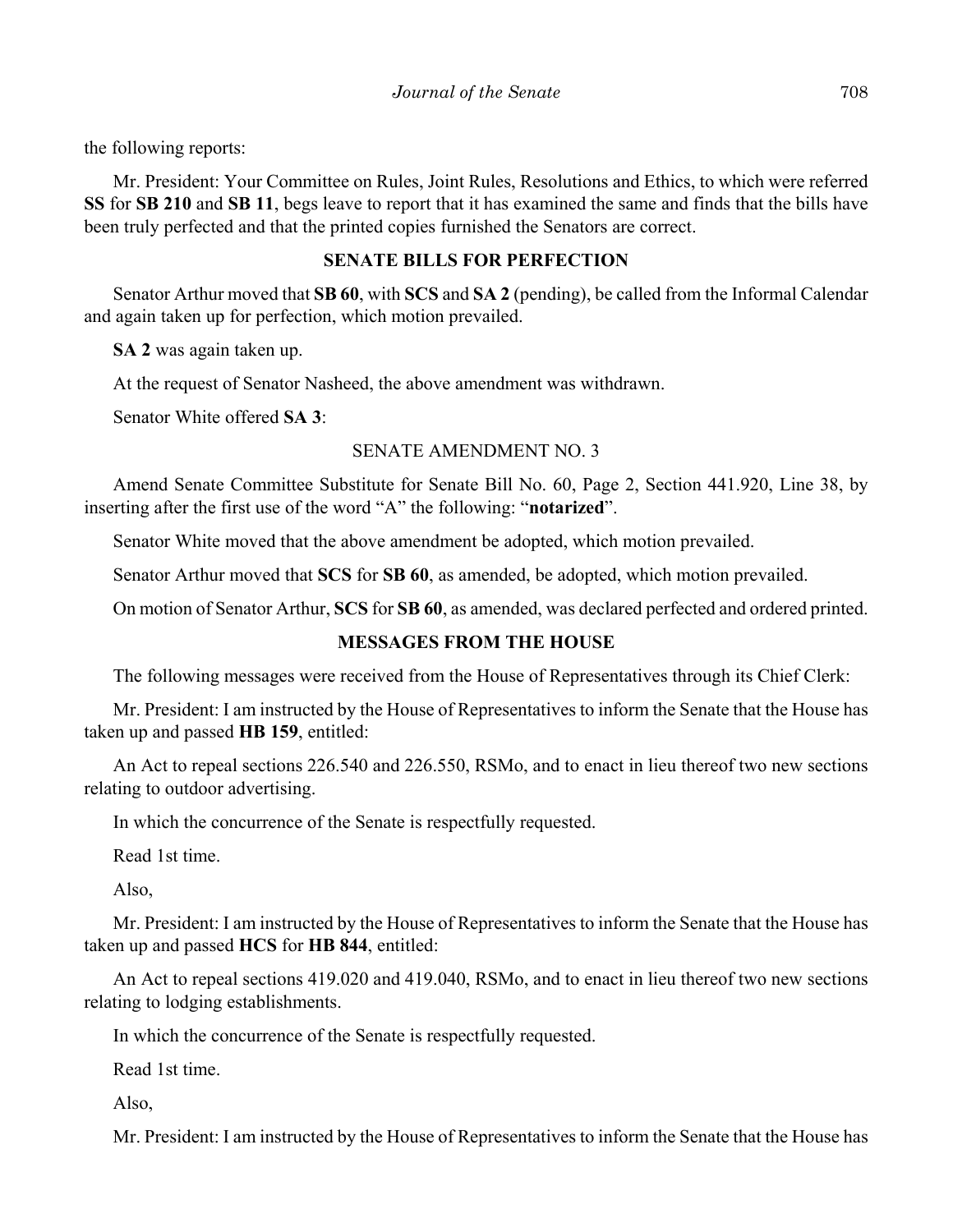the following reports:

Mr. President: Your Committee on Rules, Joint Rules, Resolutions and Ethics, to which were referred **SS** for **SB 210** and **SB 11**, begs leave to report that it has examined the same and finds that the bills have been truly perfected and that the printed copies furnished the Senators are correct.

## SENATE BILLS FOR PERFECTION

Senator Arthur moved that **SB 60**, with **SCS** and **SA 2** (pending), be called from the Informal Calendar and again taken up for perfection, which motion prevailed.

**SA 2** was again taken up.

At the request of Senator Nasheed, the above amendment was withdrawn.

Senator White offered **SA 3**:

SENATE AMENDMENT NO. 3

Amend Senate Committee Substitute for Senate Bill No. 60, Page 2, Section 441.920, Line 38, by inserting after the first use of the word "A" the following: "**notarized**".

Senator White moved that the above amendment be adopted, which motion prevailed.

Senator Arthur moved that **SCS** for **SB 60**, as amended, be adopted, which motion prevailed.

On motion of Senator Arthur, **SCS** for **SB 60**, as amended, was declared perfected and ordered printed.

## MESSAGES FROM THE HOUSE

The following messages were received from the House of Representatives through its Chief Clerk:

Mr. President: I am instructed by the House of Representatives to inform the Senate that the House has taken up and passed **HB 159**, entitled:

An Act to repeal sections 226.540 and 226.550, RSMo, and to enact in lieu thereof two new sections relating to outdoor advertising.

In which the concurrence of the Senate is respectfully requested.

Read 1st time.

Also,

Mr. President: I am instructed by the House of Representatives to inform the Senate that the House has taken up and passed **HCS** for **HB 844**, entitled:

An Act to repeal sections 419.020 and 419.040, RSMo, and to enact in lieu thereof two new sections relating to lodging establishments.

In which the concurrence of the Senate is respectfully requested.

Read 1st time.

Also,

Mr. President: I am instructed by the House of Representatives to inform the Senate that the House has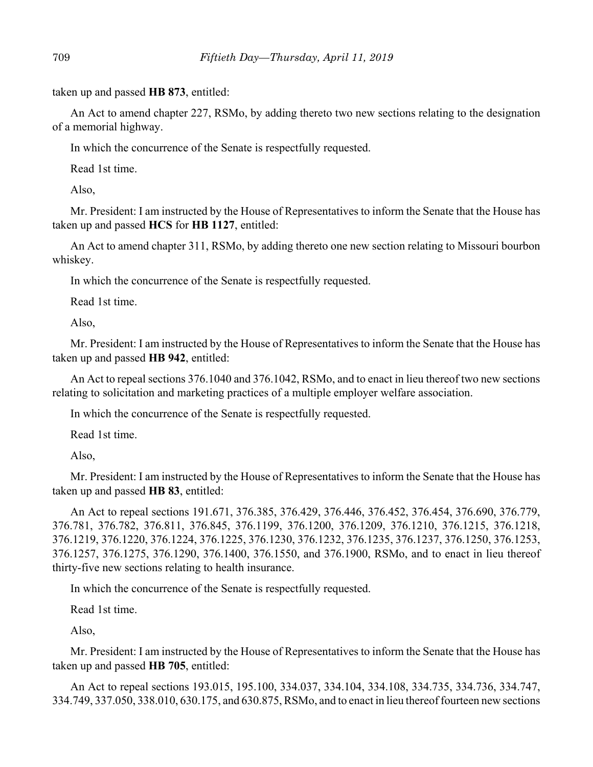taken up and passed **HB 873**, entitled:

An Act to amend chapter 227, RSMo, by adding thereto two new sections relating to the designation of a memorial highway.

In which the concurrence of the Senate is respectfully requested.

Read 1st time.

Also,

Mr. President: I am instructed by the House of Representatives to inform the Senate that the House has taken up and passed **HCS** for **HB 1127**, entitled:

An Act to amend chapter 311, RSMo, by adding thereto one new section relating to Missouri bourbon whiskey.

In which the concurrence of the Senate is respectfully requested.

Read 1st time.

Also,

Mr. President: I am instructed by the House of Representatives to inform the Senate that the House has taken up and passed **HB 942**, entitled:

An Act to repeal sections 376.1040 and 376.1042, RSMo, and to enact in lieu thereof two new sections relating to solicitation and marketing practices of a multiple employer welfare association.

In which the concurrence of the Senate is respectfully requested.

Read 1st time.

Also,

Mr. President: I am instructed by the House of Representatives to inform the Senate that the House has taken up and passed **HB 83**, entitled:

An Act to repeal sections 191.671, 376.385, 376.429, 376.446, 376.452, 376.454, 376.690, 376.779, 376.781, 376.782, 376.811, 376.845, 376.1199, 376.1200, 376.1209, 376.1210, 376.1215, 376.1218, 376.1219, 376.1220, 376.1224, 376.1225, 376.1230, 376.1232, 376.1235, 376.1237, 376.1250, 376.1253, 376.1257, 376.1275, 376.1290, 376.1400, 376.1550, and 376.1900, RSMo, and to enact in lieu thereof thirty-five new sections relating to health insurance.

In which the concurrence of the Senate is respectfully requested.

Read 1st time.

Also,

Mr. President: I am instructed by the House of Representatives to inform the Senate that the House has taken up and passed **HB 705**, entitled:

An Act to repeal sections 193.015, 195.100, 334.037, 334.104, 334.108, 334.735, 334.736, 334.747, 334.749, 337.050, 338.010, 630.175, and 630.875, RSMo, and to enact in lieu thereof fourteen new sections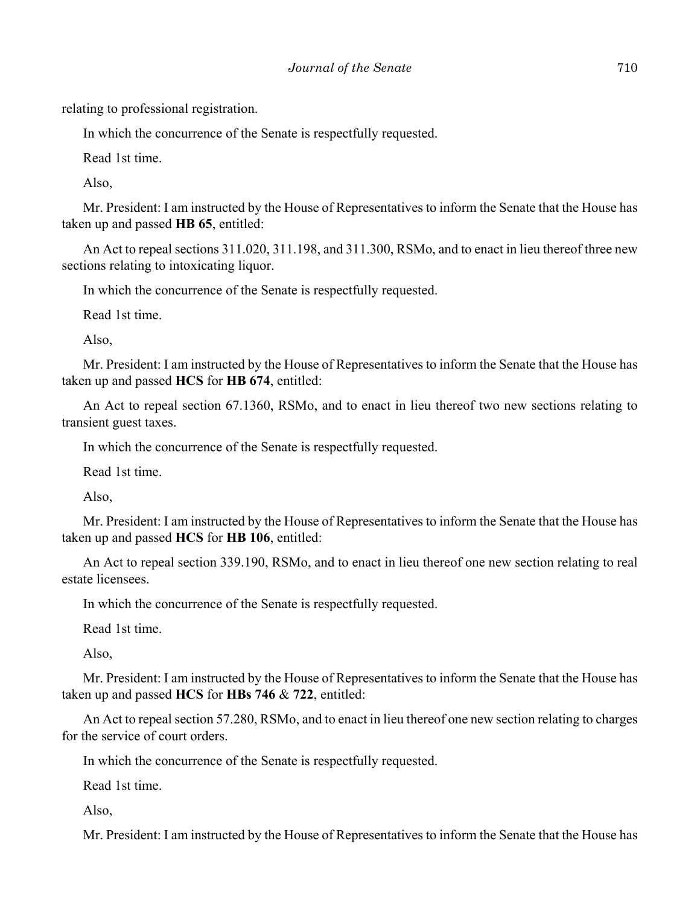relating to professional registration.

In which the concurrence of the Senate is respectfully requested.

Read 1st time.

Also,

Mr. President: I am instructed by the House of Representatives to inform the Senate that the House has taken up and passed **HB 65**, entitled:

An Act to repeal sections 311.020, 311.198, and 311.300, RSMo, and to enact in lieu thereof three new sections relating to intoxicating liquor.

In which the concurrence of the Senate is respectfully requested.

Read 1st time.

Also,

Mr. President: I am instructed by the House of Representatives to inform the Senate that the House has taken up and passed **HCS** for **HB 674**, entitled:

An Act to repeal section 67.1360, RSMo, and to enact in lieu thereof two new sections relating to transient guest taxes.

In which the concurrence of the Senate is respectfully requested.

Read 1st time.

Also,

Mr. President: I am instructed by the House of Representatives to inform the Senate that the House has taken up and passed **HCS** for **HB 106**, entitled:

An Act to repeal section 339.190, RSMo, and to enact in lieu thereof one new section relating to real estate licensees.

In which the concurrence of the Senate is respectfully requested.

Read 1st time.

Also,

Mr. President: I am instructed by the House of Representatives to inform the Senate that the House has taken up and passed **HCS** for **HBs 746** & **722**, entitled:

An Act to repeal section 57.280, RSMo, and to enact in lieu thereof one new section relating to charges for the service of court orders.

In which the concurrence of the Senate is respectfully requested.

Read 1st time.

Also,

Mr. President: I am instructed by the House of Representatives to inform the Senate that the House has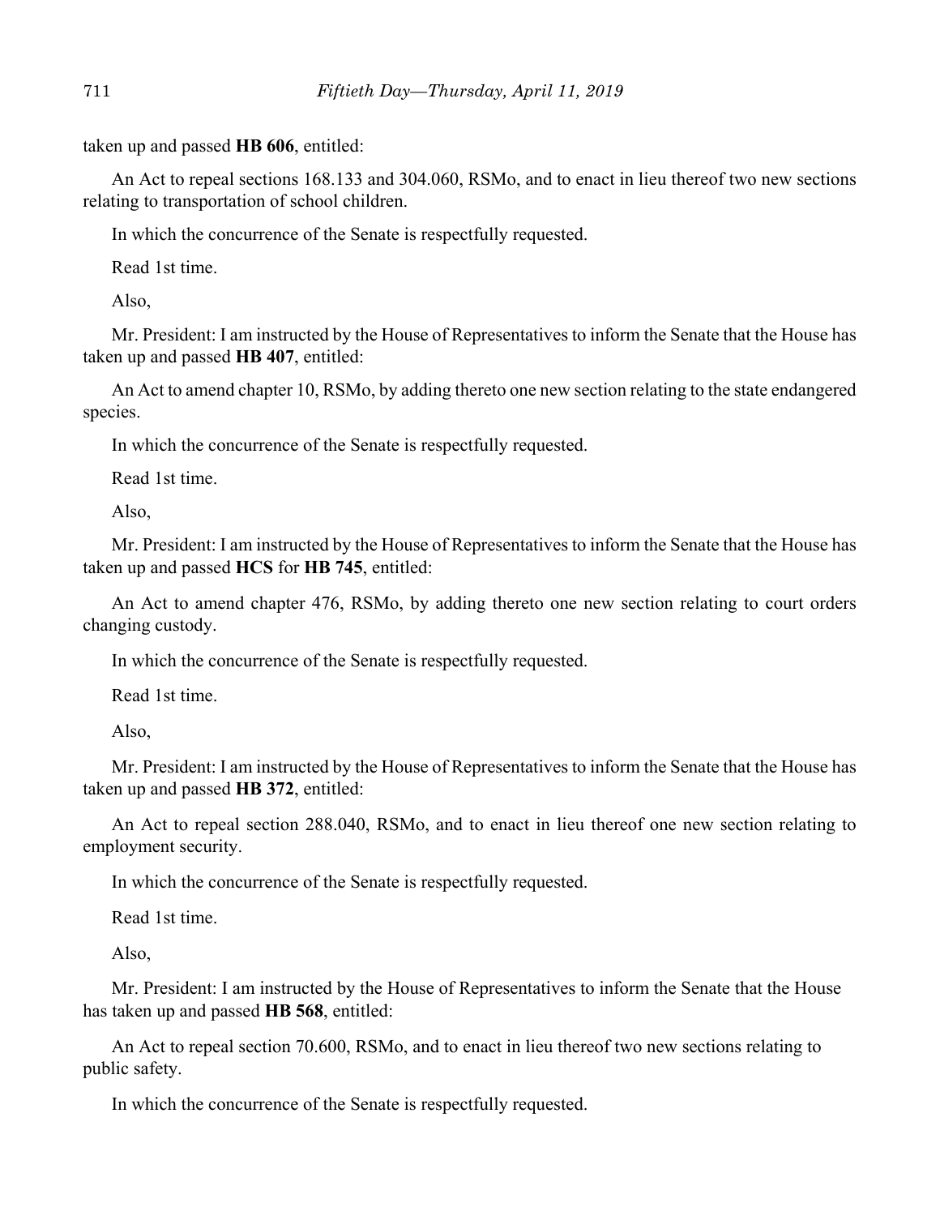taken up and passed **HB 606**, entitled:

An Act to repeal sections 168.133 and 304.060, RSMo, and to enact in lieu thereof two new sections relating to transportation of school children.

In which the concurrence of the Senate is respectfully requested.

Read 1st time.

Also,

Mr. President: I am instructed by the House of Representatives to inform the Senate that the House has taken up and passed **HB 407**, entitled:

An Act to amend chapter 10, RSMo, by adding thereto one new section relating to the state endangered species.

In which the concurrence of the Senate is respectfully requested.

Read 1st time.

Also,

Mr. President: I am instructed by the House of Representatives to inform the Senate that the House has taken up and passed **HCS** for **HB 745**, entitled:

An Act to amend chapter 476, RSMo, by adding thereto one new section relating to court orders changing custody.

In which the concurrence of the Senate is respectfully requested.

Read 1st time.

Also,

Mr. President: I am instructed by the House of Representatives to inform the Senate that the House has taken up and passed **HB 372**, entitled:

An Act to repeal section 288.040, RSMo, and to enact in lieu thereof one new section relating to employment security.

In which the concurrence of the Senate is respectfully requested.

Read 1st time.

Also,

Mr. President: I am instructed by the House of Representatives to inform the Senate that the House has taken up and passed **HB 568**, entitled:

An Act to repeal section 70.600, RSMo, and to enact in lieu thereof two new sections relating to public safety.

In which the concurrence of the Senate is respectfully requested.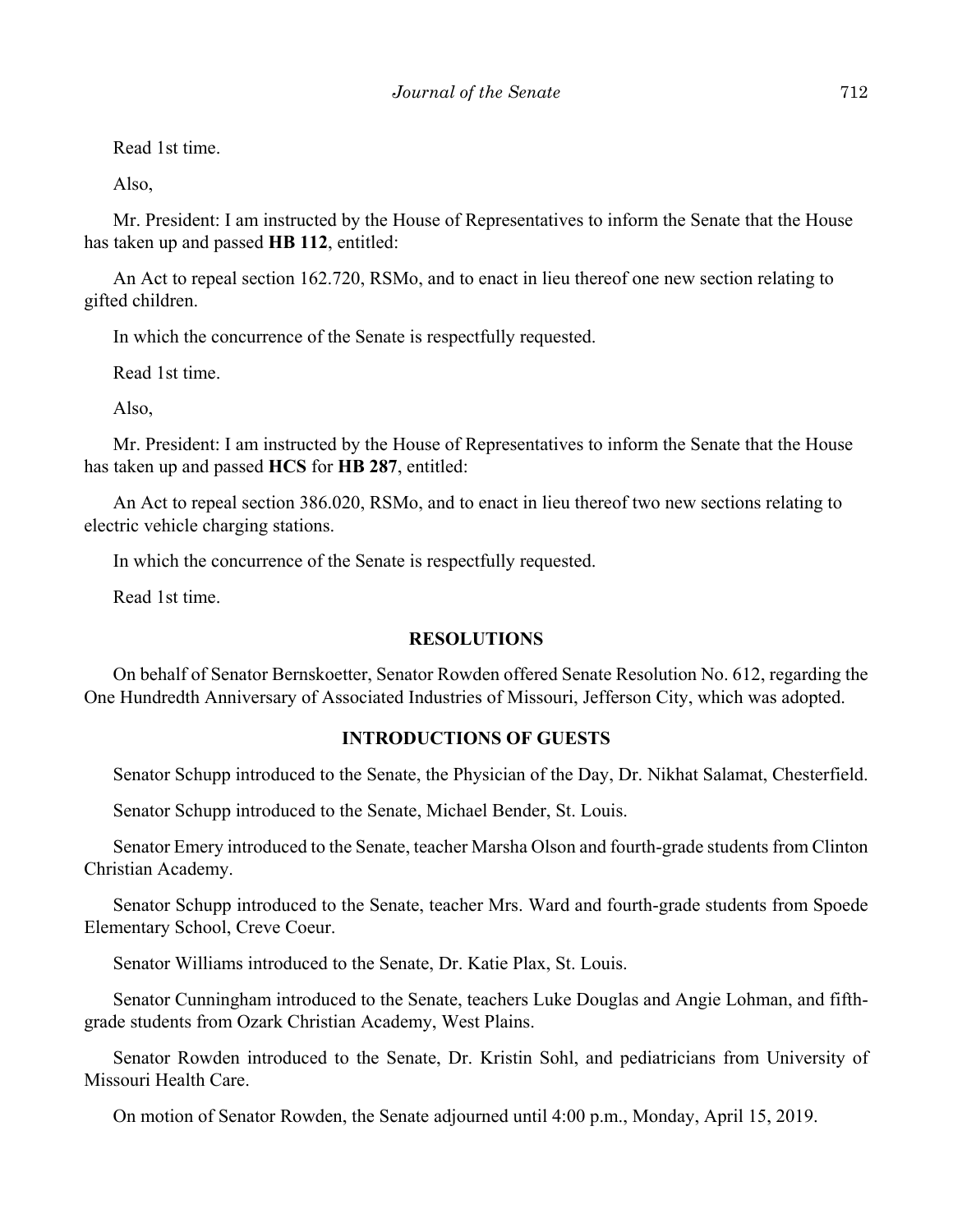Read 1st time.

Also,

Mr. President: I am instructed by the House of Representatives to inform the Senate that the House has taken up and passed **HB 112**, entitled:

An Act to repeal section 162.720, RSMo, and to enact in lieu thereof one new section relating to gifted children.

In which the concurrence of the Senate is respectfully requested.

Read 1st time.

Also,

Mr. President: I am instructed by the House of Representatives to inform the Senate that the House has taken up and passed **HCS** for **HB 287**, entitled:

An Act to repeal section 386.020, RSMo, and to enact in lieu thereof two new sections relating to electric vehicle charging stations.

In which the concurrence of the Senate is respectfully requested.

Read 1st time.

## RESOLUTIONS

On behalf of Senator Bernskoetter, Senator Rowden offered Senate Resolution No. 612, regarding the One Hundredth Anniversary of Associated Industries of Missouri, Jefferson City, which was adopted.

## INTRODUCTIONS OF GUESTS

Senator Schupp introduced to the Senate, the Physician of the Day, Dr. Nikhat Salamat, Chesterfield.

Senator Schupp introduced to the Senate, Michael Bender, St. Louis.

Senator Emery introduced to the Senate, teacher Marsha Olson and fourth-grade students from Clinton Christian Academy.

Senator Schupp introduced to the Senate, teacher Mrs. Ward and fourth-grade students from Spoede Elementary School, Creve Coeur.

Senator Williams introduced to the Senate, Dr. Katie Plax, St. Louis.

Senator Cunningham introduced to the Senate, teachers Luke Douglas and Angie Lohman, and fifth-grade students from Ozark Christian Academy, West Plains.

Senator Rowden introduced to the Senate, Dr. Kristin Sohl, and pediatricians from University of Missouri Health Care.

On motion of Senator Rowden, the Senate adjourned until 4:00 p.m., Monday, April 15, 2019.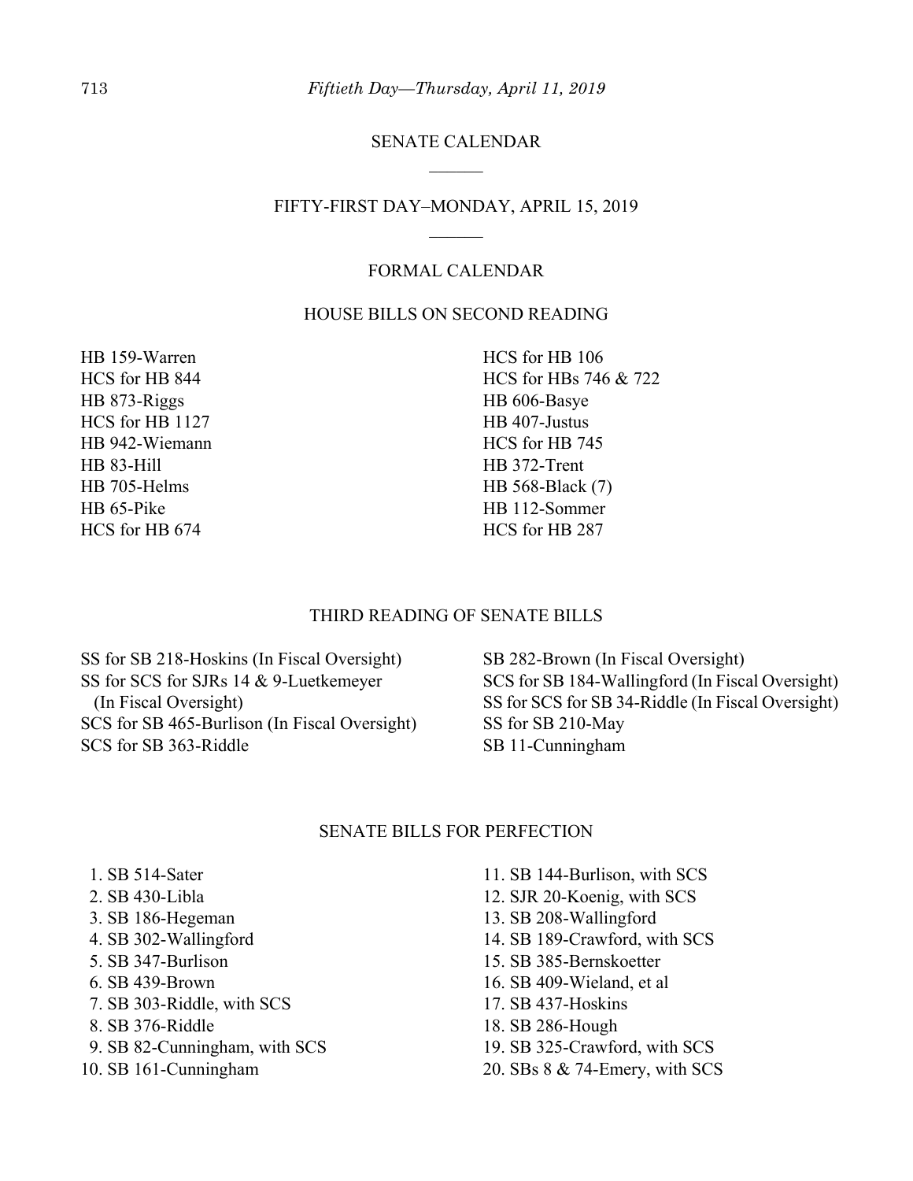## SENATE CALENDAR

______

## FIFTY-FIRST DAY–MONDAY, APRIL 15, 2019

______

### FORMAL CALENDAR

### HOUSE BILLS ON SECOND READING

HB 159-Warren
HCS for HB 844
HB 873-Riggs
HCS for HB 1127
HB 942-Wiemann
HB 83-Hill
HB 705-Helms
HB 65-Pike
HCS for HB 674
HCS for HB 106
HCS for HBs 746 & 722
HB 606-Basye
HB 407-Justus
HCS for HB 745
HB 372-Trent
HB 568-Black (7)
HB 112-Sommer
HCS for HB 287

### THIRD READING OF SENATE BILLS

SS for SB 218-Hoskins (In Fiscal Oversight)
SS for SCS for SJRs 14 & 9-Luetkemeyer (In Fiscal Oversight)
SCS for SB 465-Burlison (In Fiscal Oversight)
SCS for SB 363-Riddle
SB 282-Brown (In Fiscal Oversight)
SCS for SB 184-Wallingford (In Fiscal Oversight)
SS for SCS for SB 34-Riddle (In Fiscal Oversight)
SS for SB 210-May
SB 11-Cunningham

### SENATE BILLS FOR PERFECTION

1. SB 514-Sater
2. SB 430-Libla
3. SB 186-Hegeman
4. SB 302-Wallingford
5. SB 347-Burlison
6. SB 439-Brown
7. SB 303-Riddle, with SCS
8. SB 376-Riddle
9. SB 82-Cunningham, with SCS
10. SB 161-Cunningham
11. SB 144-Burlison, with SCS
12. SJR 20-Koenig, with SCS
13. SB 208-Wallingford
14. SB 189-Crawford, with SCS
15. SB 385-Bernskoetter
16. SB 409-Wieland, et al
17. SB 437-Hoskins
18. SB 286-Hough
19. SB 325-Crawford, with SCS
20. SBs 8 & 74-Emery, with SCS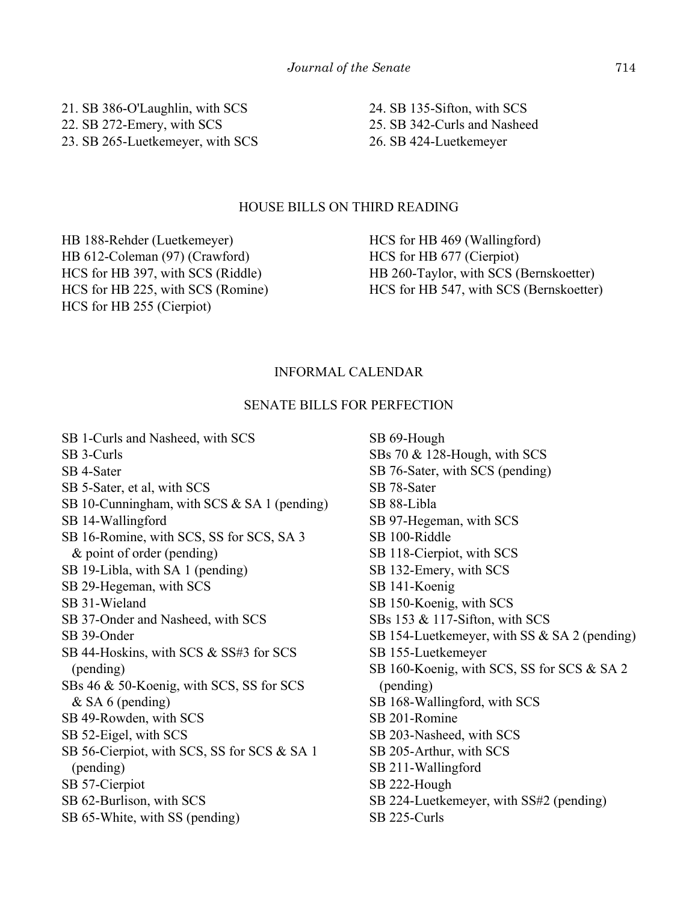21. SB 386-O'Laughlin, with SCS
22. SB 272-Emery, with SCS
23. SB 265-Luetkemeyer, with SCS
24. SB 135-Sifton, with SCS
25. SB 342-Curls and Nasheed
26. SB 424-Luetkemeyer

## HOUSE BILLS ON THIRD READING

HB 188-Rehder (Luetkemeyer)
HB 612-Coleman (97) (Crawford)
HCS for HB 397, with SCS (Riddle)
HCS for HB 225, with SCS (Romine)
HCS for HB 255 (Cierpiot)
HCS for HB 469 (Wallingford)
HCS for HB 677 (Cierpiot)
HB 260-Taylor, with SCS (Bernskoetter)
HCS for HB 547, with SCS (Bernskoetter)

## INFORMAL CALENDAR

### SENATE BILLS FOR PERFECTION

SB 1-Curls and Nasheed, with SCS
SB 3-Curls
SB 4-Sater
SB 5-Sater, et al, with SCS
SB 10-Cunningham, with SCS & SA 1 (pending)
SB 14-Wallingford
SB 16-Romine, with SCS, SS for SCS, SA 3 & point of order (pending)
SB 19-Libla, with SA 1 (pending)
SB 29-Hegeman, with SCS
SB 31-Wieland
SB 37-Onder and Nasheed, with SCS
SB 39-Onder
SB 44-Hoskins, with SCS & SS#3 for SCS (pending)
SBs 46 & 50-Koenig, with SCS, SS for SCS & SA 6 (pending)
SB 49-Rowden, with SCS
SB 52-Eigel, with SCS
SB 56-Cierpiot, with SCS, SS for SCS & SA 1 (pending)
SB 57-Cierpiot
SB 62-Burlison, with SCS
SB 65-White, with SS (pending)
SB 69-Hough
SBs 70 & 128-Hough, with SCS
SB 76-Sater, with SCS (pending)
SB 78-Sater
SB 88-Libla
SB 97-Hegeman, with SCS
SB 100-Riddle
SB 118-Cierpiot, with SCS
SB 132-Emery, with SCS
SB 141-Koenig
SB 150-Koenig, with SCS
SBs 153 & 117-Sifton, with SCS
SB 154-Luetkemeyer, with SS & SA 2 (pending)
SB 155-Luetkemeyer
SB 160-Koenig, with SCS, SS for SCS & SA 2 (pending)
SB 168-Wallingford, with SCS
SB 201-Romine
SB 203-Nasheed, with SCS
SB 205-Arthur, with SCS
SB 211-Wallingford
SB 222-Hough
SB 224-Luetkemeyer, with SS#2 (pending)
SB 225-Curls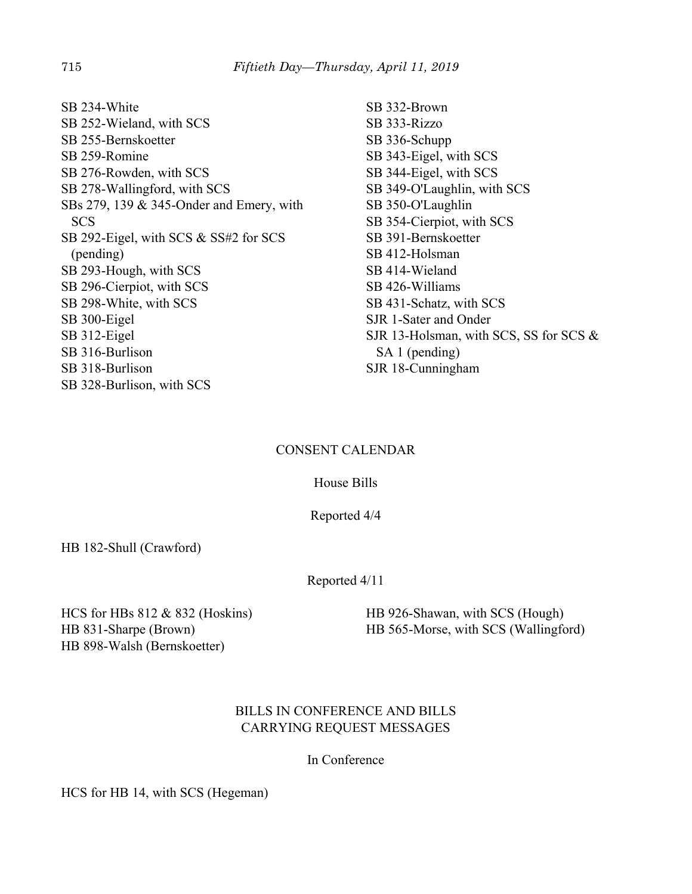SB 234-White
SB 252-Wieland, with SCS
SB 255-Bernskoetter
SB 259-Romine
SB 276-Rowden, with SCS
SB 278-Wallingford, with SCS
SBs 279, 139 & 345-Onder and Emery, with SCS
SB 292-Eigel, with SCS & SS#2 for SCS (pending)
SB 293-Hough, with SCS
SB 296-Cierpiot, with SCS
SB 298-White, with SCS
SB 300-Eigel
SB 312-Eigel
SB 316-Burlison
SB 318-Burlison
SB 328-Burlison, with SCS
SB 332-Brown
SB 333-Rizzo
SB 336-Schupp
SB 343-Eigel, with SCS
SB 344-Eigel, with SCS
SB 349-O'Laughlin, with SCS
SB 350-O'Laughlin
SB 354-Cierpiot, with SCS
SB 391-Bernskoetter
SB 412-Holsman
SB 414-Wieland
SB 426-Williams
SB 431-Schatz, with SCS
SJR 1-Sater and Onder
SJR 13-Holsman, with SCS, SS for SCS & SA 1 (pending)
SJR 18-Cunningham

## CONSENT CALENDAR

House Bills

Reported 4/4

HB 182-Shull (Crawford)

Reported 4/11

HCS for HBs 812 & 832 (Hoskins)
HB 831-Sharpe (Brown)
HB 898-Walsh (Bernskoetter)
HB 926-Shawan, with SCS (Hough)
HB 565-Morse, with SCS (Wallingford)

## BILLS IN CONFERENCE AND BILLS CARRYING REQUEST MESSAGES

In Conference

HCS for HB 14, with SCS (Hegeman)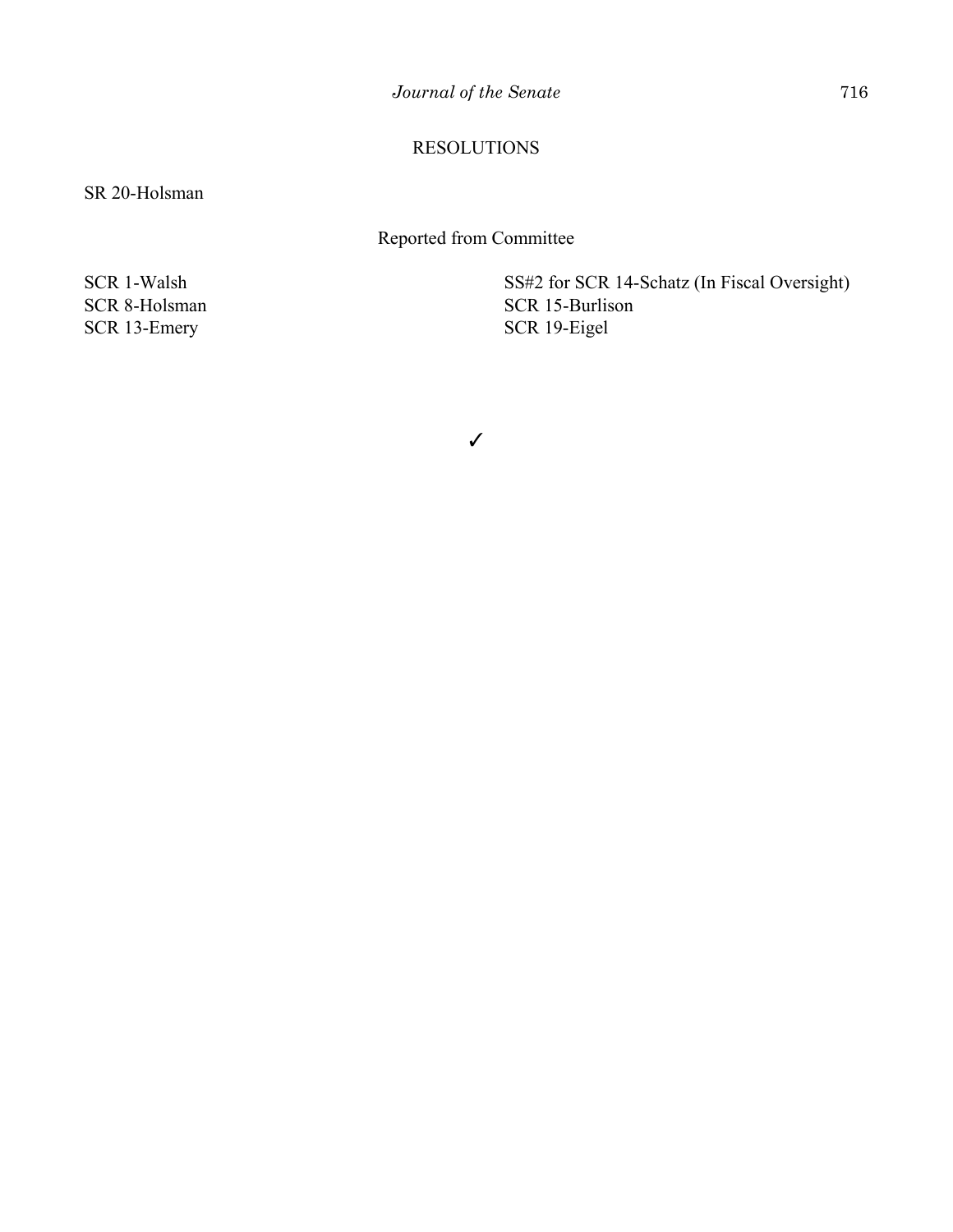RESOLUTIONS

SR 20-Holsman

Reported from Committee

SCR 1-Walsh
SCR 8-Holsman
SCR 13-Emery
SS#2 for SCR 14-Schatz (In Fiscal Oversight)
SCR 15-Burlison
SCR 19-Eigel

✓